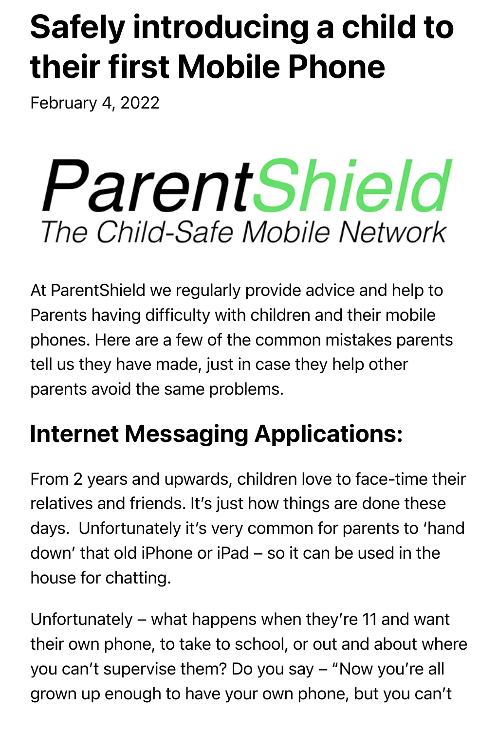# Safely introducing a child to their first Mobile Phone

February 4, 2022

ParentShield
The Child-Safe Mobile Network

At ParentShield we regularly provide advice and help to Parents having difficulty with children and their mobile phones. Here are a few of the common mistakes parents tell us they have made, just in case they help other parents avoid the same problems.

## Internet Messaging Applications:

From 2 years and upwards, children love to face-time their relatives and friends. It's just how things are done these days. Unfortunately it's very common for parents to 'hand down' that old iPhone or iPad – so it can be used in the house for chatting.

Unfortunately – what happens when they're 11 and want their own phone, to take to school, or out and about where you can't supervise them? Do you say – "Now you're all grown up enough to have your own phone, but you can't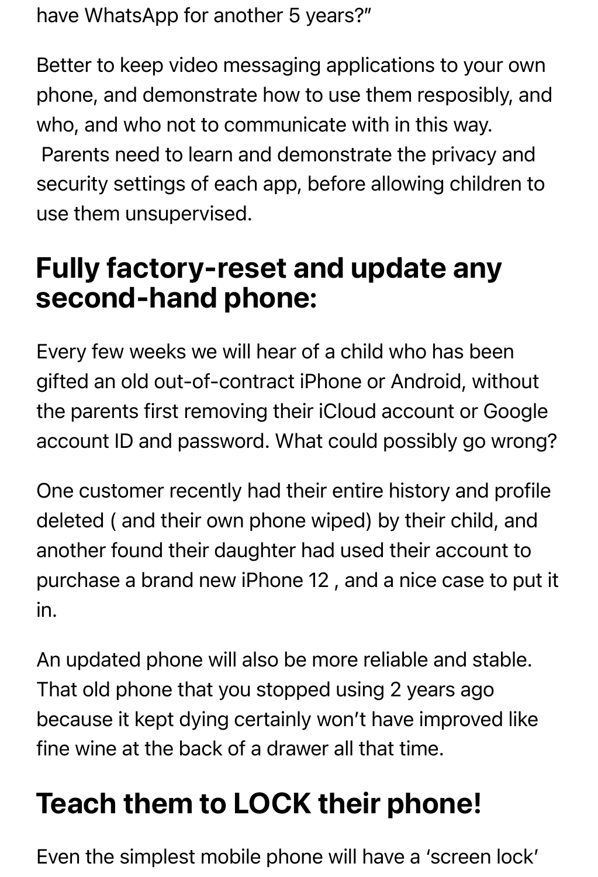have WhatsApp for another 5 years?"

Better to keep video messaging applications to your own phone, and demonstrate how to use them resposibly, and who, and who not to communicate with in this way.
Parents need to learn and demonstrate the privacy and security settings of each app, before allowing children to use them unsupervised.

## Fully factory-reset and update any second-hand phone:

Every few weeks we will hear of a child who has been gifted an old out-of-contract iPhone or Android, without the parents first removing their iCloud account or Google account ID and password. What could possibly go wrong?

One customer recently had their entire history and profile deleted ( and their own phone wiped) by their child, and another found their daughter had used their account to purchase a brand new iPhone 12 , and a nice case to put it in.

An updated phone will also be more reliable and stable. That old phone that you stopped using 2 years ago because it kept dying certainly won't have improved like fine wine at the back of a drawer all that time.

## Teach them to LOCK their phone!

Even the simplest mobile phone will have a 'screen lock'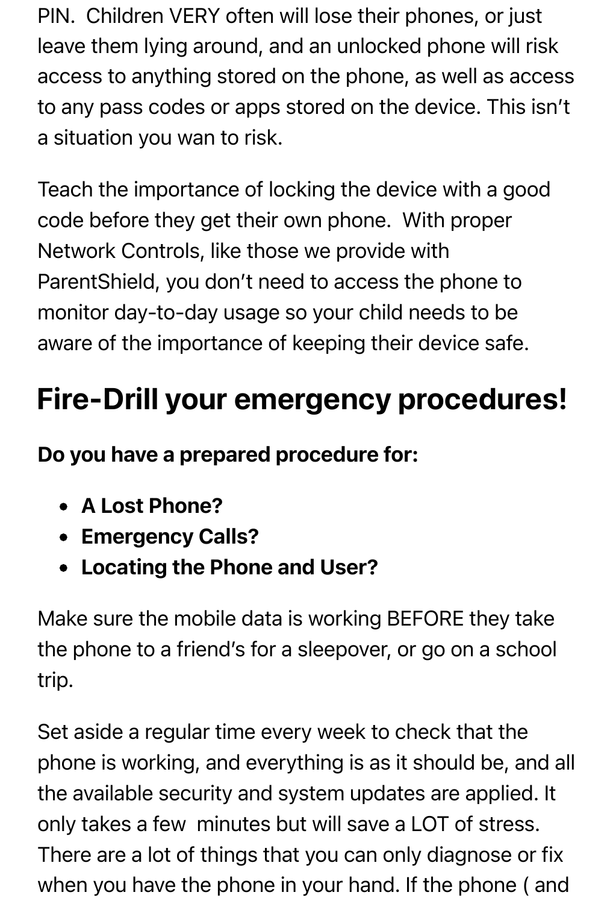PIN.  Children VERY often will lose their phones, or just leave them lying around, and an unlocked phone will risk access to anything stored on the phone, as well as access to any pass codes or apps stored on the device. This isn't a situation you wan to risk.

Teach the importance of locking the device with a good code before they get their own phone.  With proper Network Controls, like those we provide with ParentShield, you don't need to access the phone to monitor day-to-day usage so your child needs to be aware of the importance of keeping their device safe.

## Fire-Drill your emergency procedures!

**Do you have a prepared procedure for:**

- **A Lost Phone?**
- **Emergency Calls?**
- **Locating the Phone and User?**

Make sure the mobile data is working BEFORE they take the phone to a friend's for a sleepover, or go on a school trip.

Set aside a regular time every week to check that the phone is working, and everything is as it should be, and all the available security and system updates are applied. It only takes a few  minutes but will save a LOT of stress. There are a lot of things that you can only diagnose or fix when you have the phone in your hand. If the phone ( and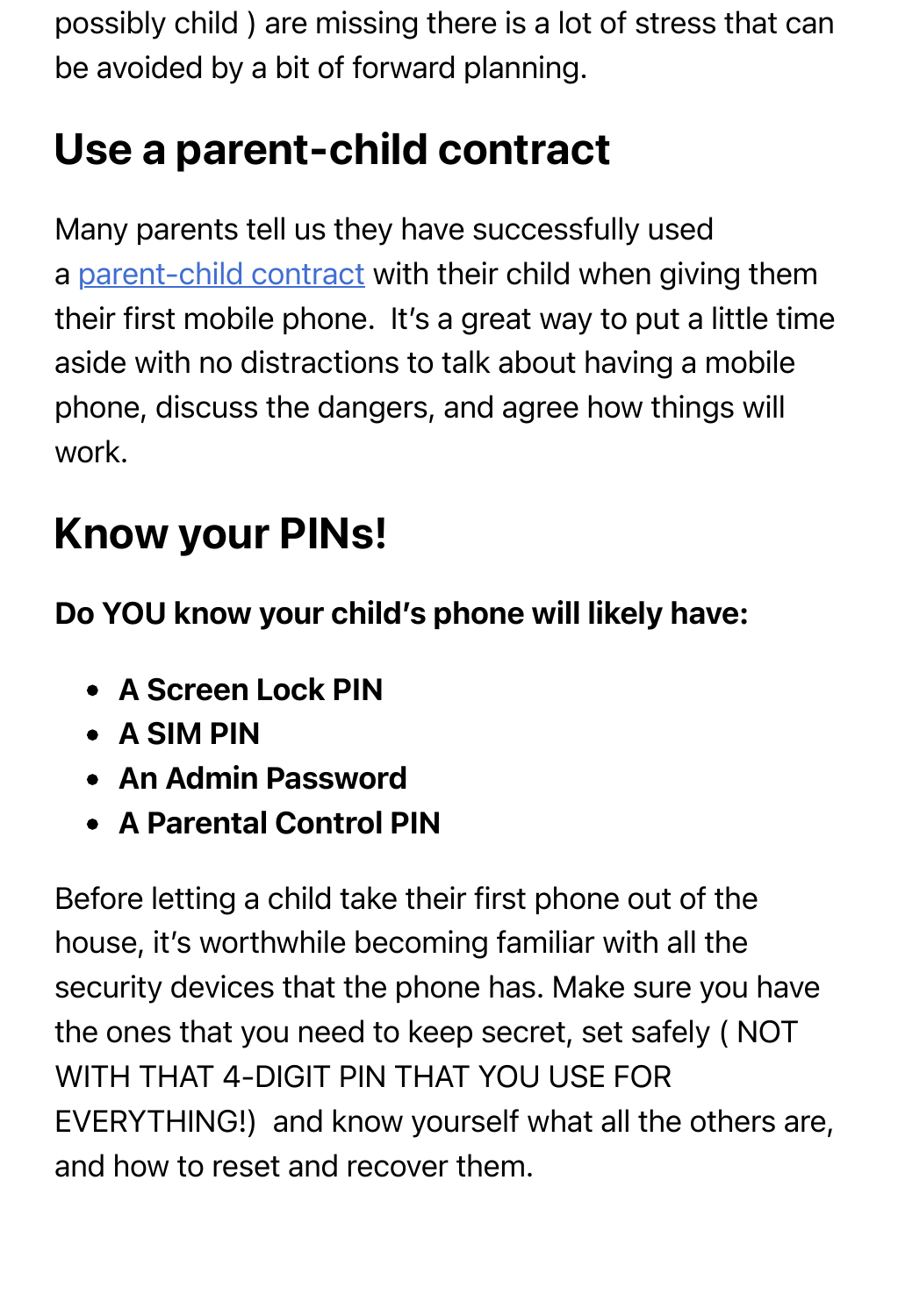possibly child ) are missing there is a lot of stress that can be avoided by a bit of forward planning.

## Use a parent-child contract

Many parents tell us they have successfully used a parent-child contract with their child when giving them their first mobile phone.  It's a great way to put a little time aside with no distractions to talk about having a mobile phone, discuss the dangers, and agree how things will work.

## Know your PINs!

**Do YOU know your child's phone will likely have:**

- **A Screen Lock PIN**
- **A SIM PIN**
- **An Admin Password**
- **A Parental Control PIN**

Before letting a child take their first phone out of the house, it's worthwhile becoming familiar with all the security devices that the phone has. Make sure you have the ones that you need to keep secret, set safely ( NOT WITH THAT 4-DIGIT PIN THAT YOU USE FOR EVERYTHING!)  and know yourself what all the others are, and how to reset and recover them.